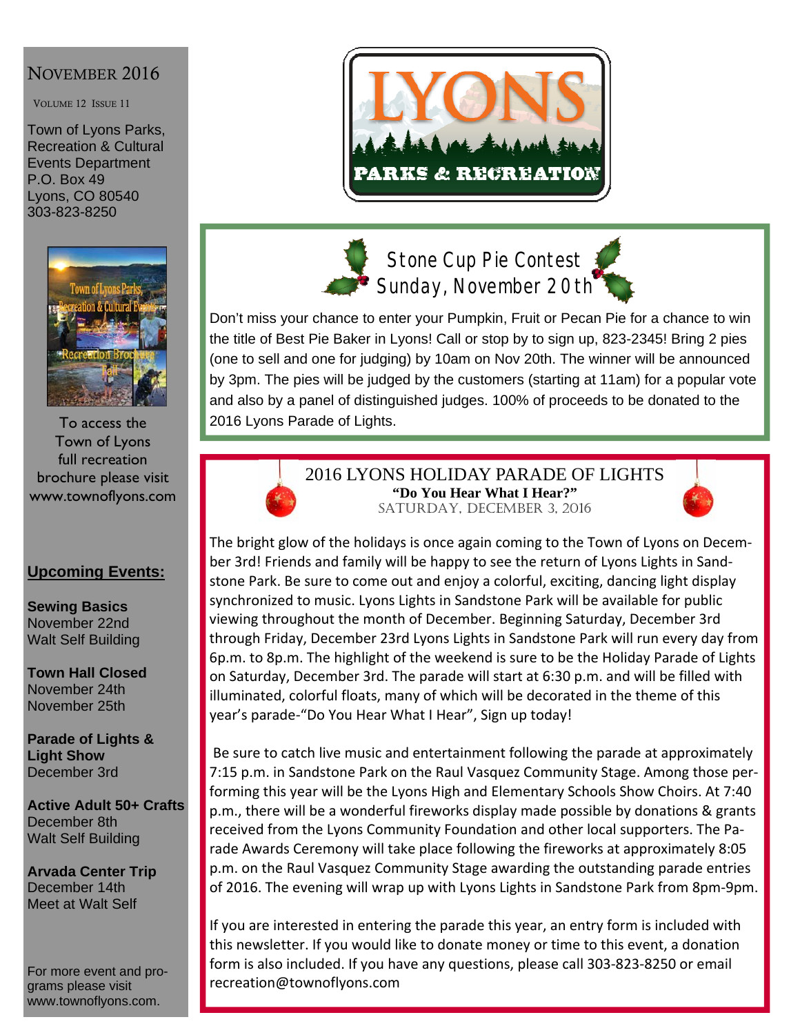# NOVEMBER 2016

VOLUME 12 ISSUE 11

Town of Lyons Parks, Recreation & Cultural Events Department
P.O. Box 49
Lyons, CO 80540
303-823-8250

To access the Town of Lyons full recreation brochure please visit www.townoflyons.com

## Upcoming Events:

**Sewing Basics**
November 22nd
Walt Self Building

**Town Hall Closed**
November 24th
November 25th

**Parade of Lights & Light Show**
December 3rd

**Active Adult 50+ Crafts**
December 8th
Walt Self Building

**Arvada Center Trip**
December 14th
Meet at Walt Self

For more event and programs please visit www.townoflyons.com.

# LYONS PARKS & RECREATION

## Stone Cup Pie Contest
## Sunday, November 20th

Don't miss your chance to enter your Pumpkin, Fruit or Pecan Pie for a chance to win the title of Best Pie Baker in Lyons! Call or stop by to sign up, 823-2345! Bring 2 pies (one to sell and one for judging) by 10am on Nov 20th. The winner will be announced by 3pm. The pies will be judged by the customers (starting at 11am) for a popular vote and also by a panel of distinguished judges. 100% of proceeds to be donated to the 2016 Lyons Parade of Lights.

## 2016 LYONS HOLIDAY PARADE OF LIGHTS

**"Do You Hear What I Hear?"**

SATURDAY, DECEMBER 3, 2016

The bright glow of the holidays is once again coming to the Town of Lyons on December 3rd! Friends and family will be happy to see the return of Lyons Lights in Sandstone Park. Be sure to come out and enjoy a colorful, exciting, dancing light display synchronized to music. Lyons Lights in Sandstone Park will be available for public viewing throughout the month of December. Beginning Saturday, December 3rd through Friday, December 23rd Lyons Lights in Sandstone Park will run every day from 6p.m. to 8p.m. The highlight of the weekend is sure to be the Holiday Parade of Lights on Saturday, December 3rd. The parade will start at 6:30 p.m. and will be filled with illuminated, colorful floats, many of which will be decorated in the theme of this year's parade-"Do You Hear What I Hear", Sign up today!

Be sure to catch live music and entertainment following the parade at approximately 7:15 p.m. in Sandstone Park on the Raul Vasquez Community Stage. Among those performing this year will be the Lyons High and Elementary Schools Show Choirs. At 7:40 p.m., there will be a wonderful fireworks display made possible by donations & grants received from the Lyons Community Foundation and other local supporters. The Parade Awards Ceremony will take place following the fireworks at approximately 8:05 p.m. on the Raul Vasquez Community Stage awarding the outstanding parade entries of 2016. The evening will wrap up with Lyons Lights in Sandstone Park from 8pm-9pm.

If you are interested in entering the parade this year, an entry form is included with this newsletter. If you would like to donate money or time to this event, a donation form is also included. If you have any questions, please call 303-823-8250 or email recreation@townoflyons.com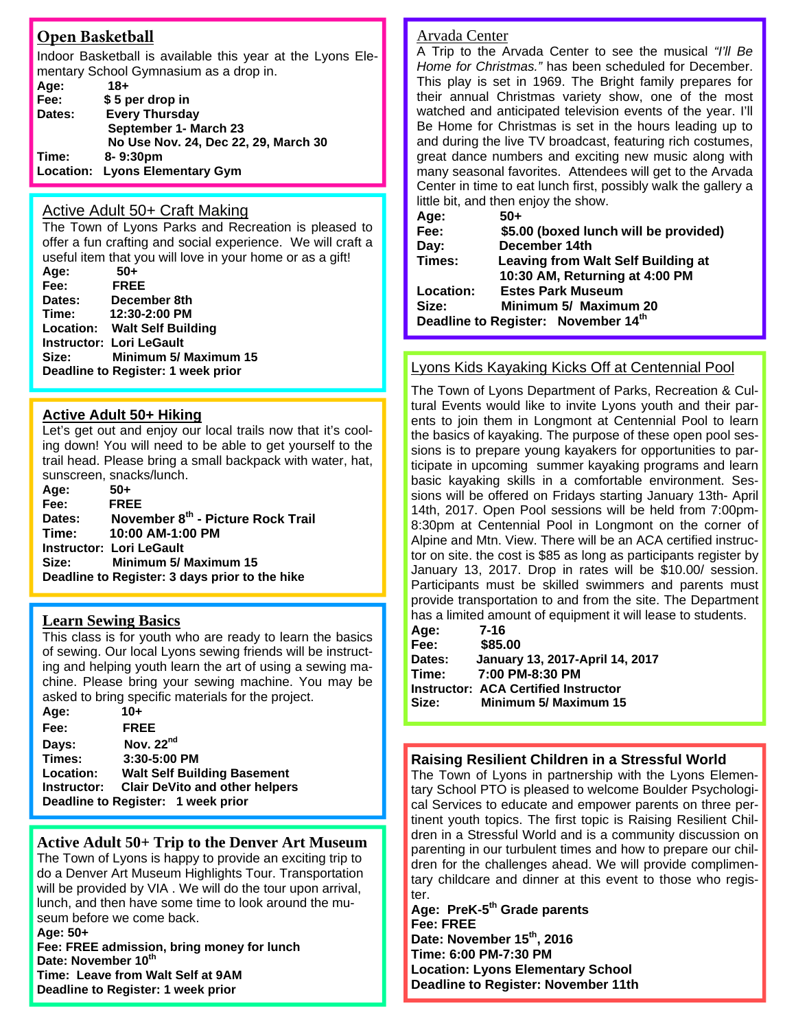## Open Basketball

Indoor Basketball is available this year at the Lyons Elementary School Gymnasium as a drop in.

**Age:** 18+
**Fee:** $ 5 per drop in
**Dates:** Every Thursday
September 1- March 23
No Use Nov. 24, Dec 22, 29, March 30
**Time:** 8- 9:30pm
**Location:** Lyons Elementary Gym

## Active Adult 50+ Craft Making

The Town of Lyons Parks and Recreation is pleased to offer a fun crafting and social experience. We will craft a useful item that you will love in your home or as a gift!

**Age:** 50+
**Fee:** FREE
**Dates:** December 8th
**Time:** 12:30-2:00 PM
**Location:** Walt Self Building
**Instructor:** Lori LeGault
**Size:** Minimum 5/ Maximum 15
**Deadline to Register:** 1 week prior

## Active Adult 50+ Hiking

Let's get out and enjoy our local trails now that it's cooling down! You will need to be able to get yourself to the trail head. Please bring a small backpack with water, hat, sunscreen, snacks/lunch.

**Age:** 50+
**Fee:** FREE
**Dates:** November 8th - Picture Rock Trail
**Time:** 10:00 AM-1:00 PM
**Instructor:** Lori LeGault
**Size:** Minimum 5/ Maximum 15
**Deadline to Register:** 3 days prior to the hike

## Learn Sewing Basics

This class is for youth who are ready to learn the basics of sewing. Our local Lyons sewing friends will be instructing and helping youth learn the art of using a sewing machine. Please bring your sewing machine. You may be asked to bring specific materials for the project.

**Age:** 10+
**Fee:** FREE
**Days:** Nov. 22nd
**Times:** 3:30-5:00 PM
**Location:** Walt Self Building Basement
**Instructor:** Clair DeVito and other helpers
**Deadline to Register:** 1 week prior

## Active Adult 50+ Trip to the Denver Art Museum

The Town of Lyons is happy to provide an exciting trip to do a Denver Art Museum Highlights Tour. Transportation will be provided by VIA . We will do the tour upon arrival, lunch, and then have some time to look around the museum before we come back.

**Age:** 50+
**Fee:** FREE admission, bring money for lunch
**Date:** November 10th
**Time:** Leave from Walt Self at 9AM
**Deadline to Register:** 1 week prior

## Arvada Center

A Trip to the Arvada Center to see the musical *"I'll Be Home for Christmas."* has been scheduled for December. This play is set in 1969. The Bright family prepares for their annual Christmas variety show, one of the most watched and anticipated television events of the year. I'll Be Home for Christmas is set in the hours leading up to and during the live TV broadcast, featuring rich costumes, great dance numbers and exciting new music along with many seasonal favorites. Attendees will get to the Arvada Center in time to eat lunch first, possibly walk the gallery a little bit, and then enjoy the show.

**Age:** 50+
**Fee:** $5.00 (boxed lunch will be provided)
**Day:** December 14th
**Times:** Leaving from Walt Self Building at 10:30 AM, Returning at 4:00 PM
**Location:** Estes Park Museum
**Size:** Minimum 5/ Maximum 20
**Deadline to Register:** November 14th

## Lyons Kids Kayaking Kicks Off at Centennial Pool

The Town of Lyons Department of Parks, Recreation & Cultural Events would like to invite Lyons youth and their parents to join them in Longmont at Centennial Pool to learn the basics of kayaking. The purpose of these open pool sessions is to prepare young kayakers for opportunities to participate in upcoming summer kayaking programs and learn basic kayaking skills in a comfortable environment. Sessions will be offered on Fridays starting January 13th- April 14th, 2017. Open Pool sessions will be held from 7:00pm-8:30pm at Centennial Pool in Longmont on the corner of Alpine and Mtn. View. There will be an ACA certified instructor on site. the cost is $85 as long as participants register by January 13, 2017. Drop in rates will be $10.00/ session. Participants must be skilled swimmers and parents must provide transportation to and from the site. The Department has a limited amount of equipment it will lease to students.

**Age:** 7-16
**Fee:** $85.00
**Dates:** January 13, 2017-April 14, 2017
**Time:** 7:00 PM-8:30 PM
**Instructor:** ACA Certified Instructor
**Size:** Minimum 5/ Maximum 15

## Raising Resilient Children in a Stressful World

The Town of Lyons in partnership with the Lyons Elementary School PTO is pleased to welcome Boulder Psychological Services to educate and empower parents on three pertinent youth topics. The first topic is Raising Resilient Children in a Stressful World and is a community discussion on parenting in our turbulent times and how to prepare our children for the challenges ahead. We will provide complimentary childcare and dinner at this event to those who register.

**Age:** PreK-5th Grade parents
**Fee:** FREE
**Date:** November 15th, 2016
**Time:** 6:00 PM-7:30 PM
**Location:** Lyons Elementary School
**Deadline to Register:** November 11th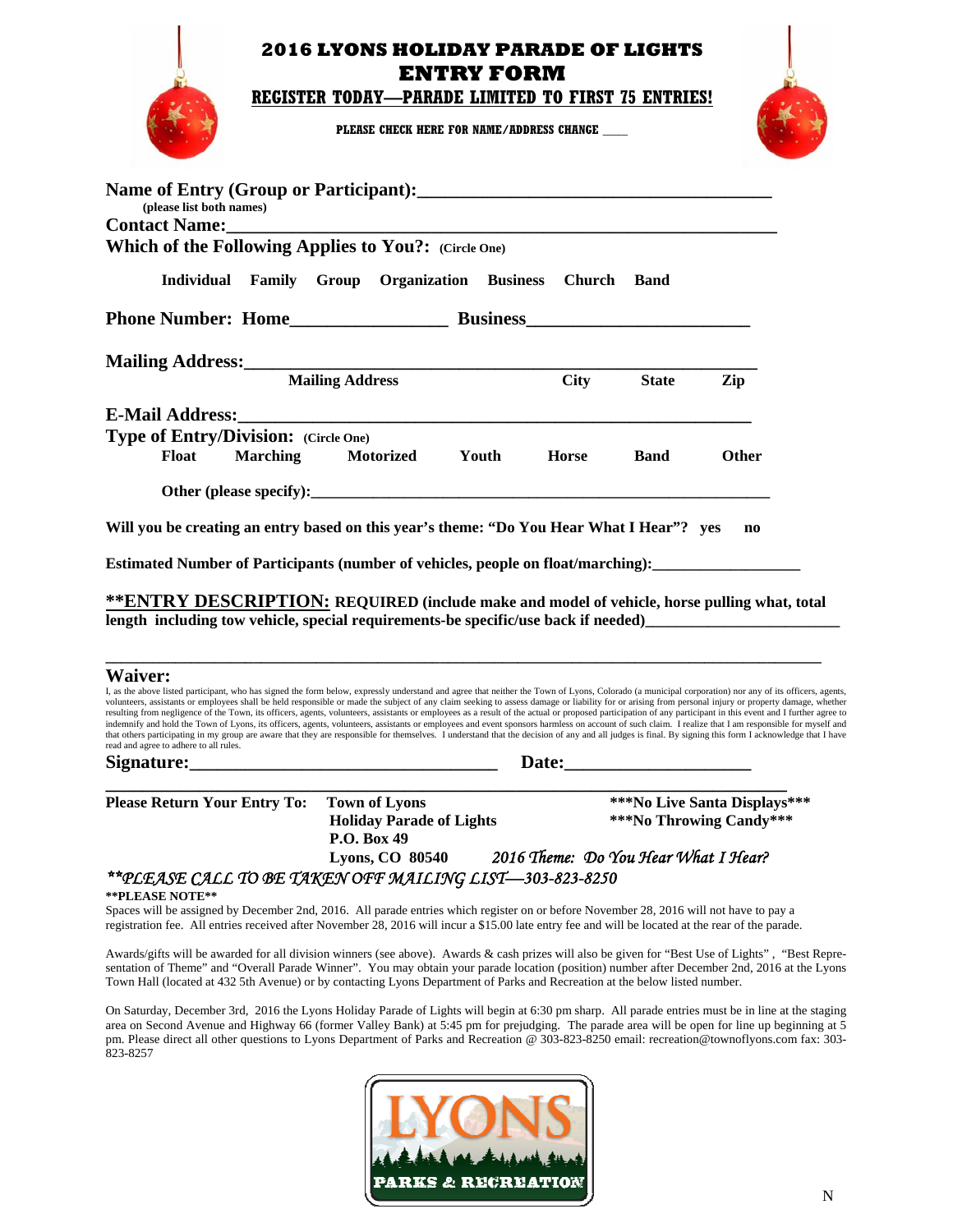# 2016 LYONS HOLIDAY PARADE OF LIGHTS
# ENTRY FORM

**REGISTER TODAY—PARADE LIMITED TO FIRST 75 ENTRIES!**

**PLEASE CHECK HERE FOR NAME/ADDRESS CHANGE ____**

**Name of Entry (Group or Participant):**_____________________________________
**(please list both names)**

**Contact Name:**_____________________________________________________

**Which of the Following Applies to You?: (Circle One)**

**Individual Family Group Organization Business Church Band**

**Phone Number: Home**________________ **Business**_______________________

**Mailing Address:**_________________________________________________________

**Mailing Address City State Zip**

**E-Mail Address:**_______________________________________________________

**Type of Entry/Division: (Circle One)**

**Float Marching Motorized Youth Horse Band Other**

**Other (please specify):**_________________________________________________________

**Will you be creating an entry based on this year's theme: "Do You Hear What I Hear"? yes no**

**Estimated Number of Participants (number of vehicles, people on float/marching):**_________________

**\*\*ENTRY DESCRIPTION: REQUIRED (include make and model of vehicle, horse pulling what, total length including tow vehicle, special requirements-be specific/use back if needed)**_______________________

_________________________________________________________________________________

**Waiver:**

I, as the above listed participant, who has signed the form below, expressly understand and agree that neither the Town of Lyons, Colorado (a municipal corporation) nor any of its officers, agents, volunteers, assistants or employees shall be held responsible or made the subject of any claim seeking to assess damage or liability for or arising from personal injury or property damage, whether resulting from negligence of the Town, its officers, agents, volunteers, assistants or employees as a result of the actual or proposed participation of any participant in this event and I further agree to indemnify and hold the Town of Lyons, its officers, agents, volunteers, assistants or employees and event sponsors harmless on account of such claim. I realize that I am responsible for myself and that others participating in my group are aware that they are responsible for themselves. I understand that the decision of any and all judges is final. By signing this form I acknowledge that I have read and agree to adhere to all rules.

**Signature:**_________________________________ **Date:**____________________

**Please Return Your Entry To:** **Town of Lyons**
**Holiday Parade of Lights**
**P.O. Box 49**
**Lyons, CO 80540**

**\*\*\*No Live Santa Displays\*\*\***
**\*\*\*No Throwing Candy\*\*\***

*2016 Theme: Do You Hear What I Hear?*

***\*\*PLEASE CALL TO BE TAKEN OFF MAILING LIST—303-823-8250***

**\*\*PLEASE NOTE\*\***

Spaces will be assigned by December 2nd, 2016. All parade entries which register on or before November 28, 2016 will not have to pay a registration fee. All entries received after November 28, 2016 will incur a $15.00 late entry fee and will be located at the rear of the parade.

Awards/gifts will be awarded for all division winners (see above). Awards & cash prizes will also be given for "Best Use of Lights" , "Best Representation of Theme" and "Overall Parade Winner". You may obtain your parade location (position) number after December 2nd, 2016 at the Lyons Town Hall (located at 432 5th Avenue) or by contacting Lyons Department of Parks and Recreation at the below listed number.

On Saturday, December 3rd, 2016 the Lyons Holiday Parade of Lights will begin at 6:30 pm sharp. All parade entries must be in line at the staging area on Second Avenue and Highway 66 (former Valley Bank) at 5:45 pm for prejudging. The parade area will be open for line up beginning at 5 pm. Please direct all other questions to Lyons Department of Parks and Recreation @ 303-823-8250 email: recreation@townoflyons.com fax: 303-823-8257

LYONS PARKS & RECREATION

N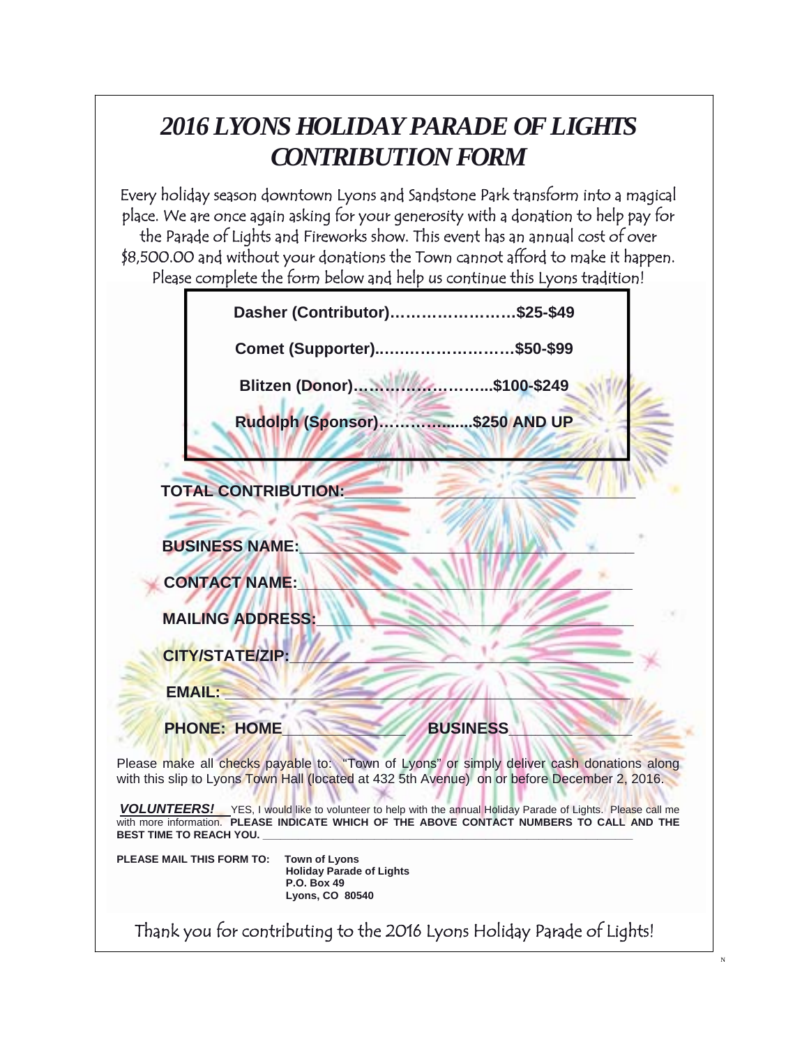# *2016 LYONS HOLIDAY PARADE OF LIGHTS CONTRIBUTION FORM*

Every holiday season downtown Lyons and Sandstone Park transform into a magical place. We are once again asking for your generosity with a donation to help pay for the Parade of Lights and Fireworks show. This event has an annual cost of over $8,500.00 and without your donations the Town cannot afford to make it happen. Please complete the form below and help us continue this Lyons tradition!

**Dasher (Contributor)……………………$25-$49**

**Comet (Supporter).………………………$50-$99**

**Blitzen (Donor)……………………...$100-$249**

**Rudolph (Sponsor)……………......$250 AND UP**

**TOTAL CONTRIBUTION:**\_\_\_\_\_\_\_\_\_\_\_\_\_\_\_\_\_\_\_\_\_\_\_\_\_\_\_\_\_\_\_\_\_\_\_\_

**BUSINESS NAME:**\_\_\_\_\_\_\_\_\_\_\_\_\_\_\_\_\_\_\_\_\_\_\_\_\_\_\_\_\_\_\_\_\_\_\_\_\_\_\_\_\_\_

**CONTACT NAME:**\_\_\_\_\_\_\_\_\_\_\_\_\_\_\_\_\_\_\_\_\_\_\_\_\_\_\_\_\_\_\_\_\_\_\_\_\_\_\_\_\_\_

**MAILING ADDRESS:**\_\_\_\_\_\_\_\_\_\_\_\_\_\_\_\_\_\_\_\_\_\_\_\_\_\_\_\_\_\_\_\_\_\_\_\_\_\_\_

**CITY/STATE/ZIP:**\_\_\_\_\_\_\_\_\_\_\_\_\_\_\_\_\_\_\_\_\_\_\_\_\_\_\_\_\_\_\_\_\_\_\_\_\_\_\_\_\_\_

**EMAIL:**\_\_\_\_\_\_\_\_\_\_\_\_\_\_\_\_\_\_\_\_\_\_\_\_\_\_\_\_\_\_\_\_\_\_\_\_\_\_\_\_\_\_\_\_\_\_\_\_\_\_\_

**PHONE: HOME**\_\_\_\_\_\_\_\_\_\_\_\_\_\_\_\_\_ **BUSINESS**\_\_\_\_\_\_\_\_\_\_\_\_\_\_\_\_\_

Please make all checks payable to: "Town of Lyons" or simply deliver cash donations along with this slip to Lyons Town Hall (located at 432 5th Avenue) on or before December 2, 2016.

***VOLUNTEERS!*** \_\_YES, I would like to volunteer to help with the annual Holiday Parade of Lights. Please call me with more information. **PLEASE INDICATE WHICH OF THE ABOVE CONTACT NUMBERS TO CALL AND THE BEST TIME TO REACH YOU.** \_\_\_\_\_\_\_\_\_\_\_\_\_\_\_\_\_\_\_\_\_\_\_\_\_\_\_\_\_\_\_\_\_\_\_\_\_\_\_\_\_\_

**PLEASE MAIL THIS FORM TO:**

**Town of Lyons**
**Holiday Parade of Lights**
**P.O. Box 49**
**Lyons, CO 80540**

Thank you for contributing to the 2016 Lyons Holiday Parade of Lights!